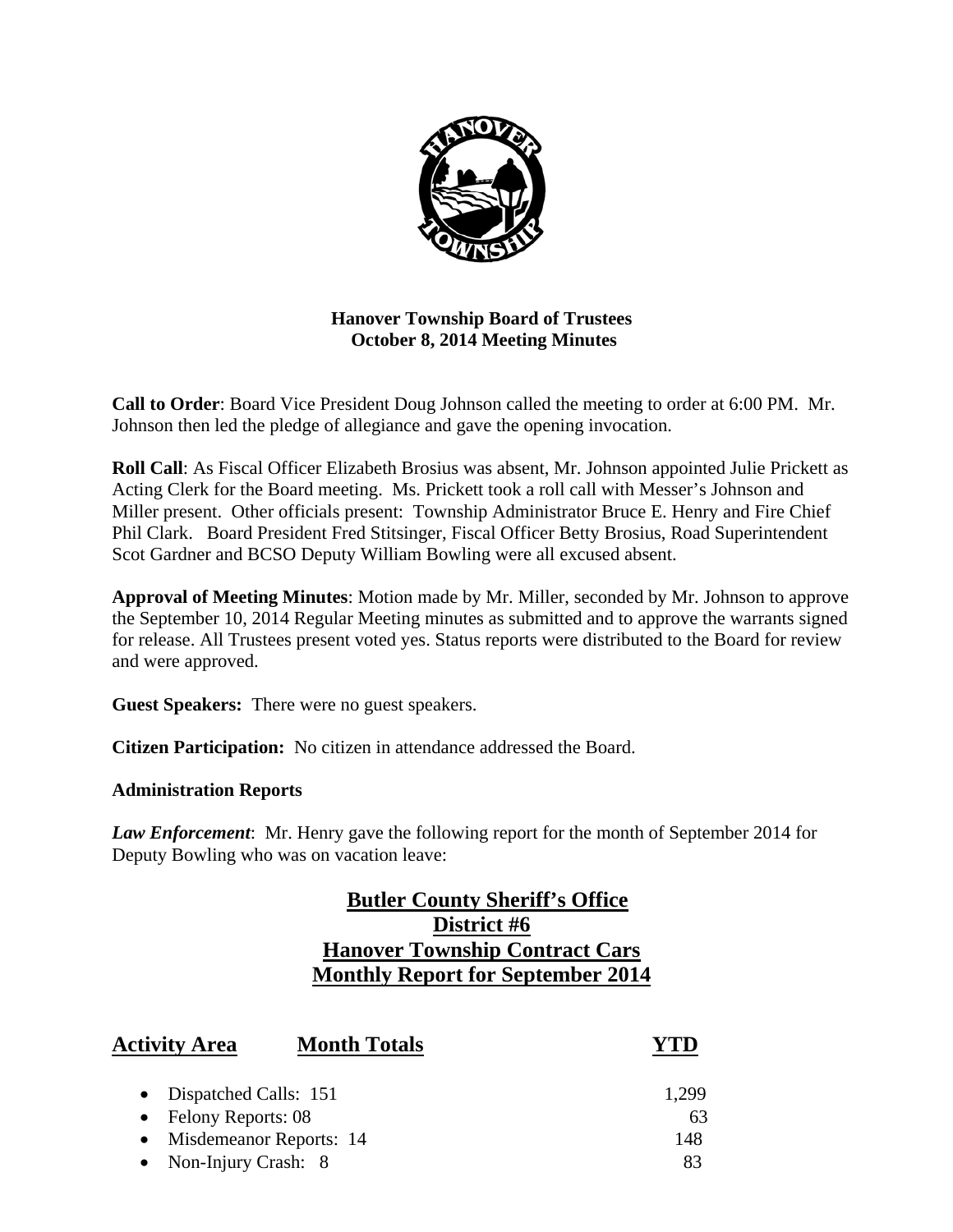# Hanover Township Board of Trustees
## October 8, 2014 Meeting Minutes

**Call to Order**: Board Vice President Doug Johnson called the meeting to order at 6:00 PM. Mr. Johnson then led the pledge of allegiance and gave the opening invocation.

**Roll Call**: As Fiscal Officer Elizabeth Brosius was absent, Mr. Johnson appointed Julie Prickett as Acting Clerk for the Board meeting. Ms. Prickett took a roll call with Messer's Johnson and Miller present. Other officials present: Township Administrator Bruce E. Henry and Fire Chief Phil Clark. Board President Fred Stitsinger, Fiscal Officer Betty Brosius, Road Superintendent Scot Gardner and BCSO Deputy William Bowling were all excused absent.

**Approval of Meeting Minutes**: Motion made by Mr. Miller, seconded by Mr. Johnson to approve the September 10, 2014 Regular Meeting minutes as submitted and to approve the warrants signed for release. All Trustees present voted yes. Status reports were distributed to the Board for review and were approved.

**Guest Speakers:** There were no guest speakers.

**Citizen Participation:** No citizen in attendance addressed the Board.

**Administration Reports**

***Law Enforcement***: Mr. Henry gave the following report for the month of September 2014 for Deputy Bowling who was on vacation leave:

**Butler County Sheriff's Office**
**District #6**
**Hanover Township Contract Cars**
**Monthly Report for September 2014**

| Activity Area | Month Totals | YTD |
|---|---|---|
| Dispatched Calls: | 151 | 1,299 |
| Felony Reports: | 08 | 63 |
| Misdemeanor Reports: | 14 | 148 |
| Non-Injury Crash: | 8 | 83 |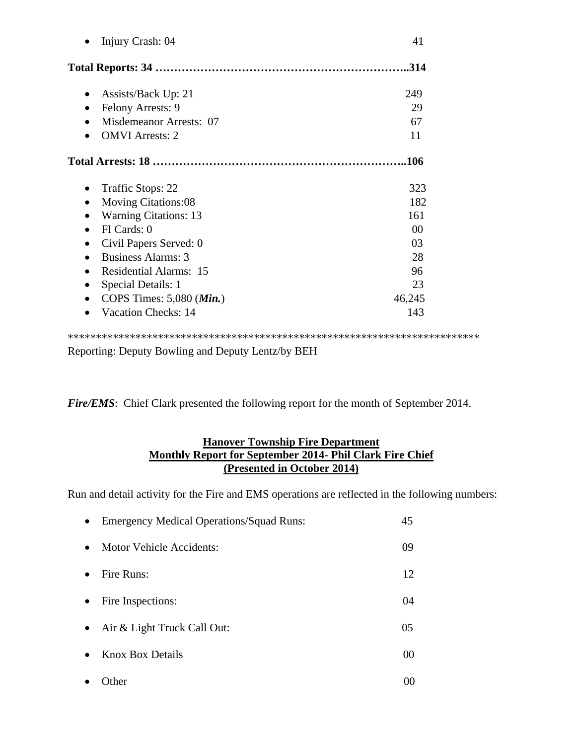- Injury Crash: 04 41

**Total Reports: 34 ……………………………………………………………..314**

- Assists/Back Up: 21 249
- Felony Arrests: 9 29
- Misdemeanor Arrests: 07 67
- OMVI Arrests: 2 11

**Total Arrests: 18 ……………………………………………………………..106**

- Traffic Stops: 22 323
- Moving Citations:08 182
- Warning Citations: 13 161
- FI Cards: 0 00
- Civil Papers Served: 0 03
- Business Alarms: 3 28
- Residential Alarms: 15 96
- Special Details: 1 23
- COPS Times: 5,080 (***Min.***) 46,245
- Vacation Checks: 14 143

*************************************************************************
Reporting: Deputy Bowling and Deputy Lentz/by BEH

***Fire/EMS***: Chief Clark presented the following report for the month of September 2014.

**Hanover Township Fire Department**
**Monthly Report for September 2014- Phil Clark Fire Chief**
**(Presented in October 2014)**

Run and detail activity for the Fire and EMS operations are reflected in the following numbers:

- Emergency Medical Operations/Squad Runs: 45
- Motor Vehicle Accidents: 09
- Fire Runs: 12
- Fire Inspections: 04
- Air & Light Truck Call Out: 05
- Knox Box Details 00
- Other 00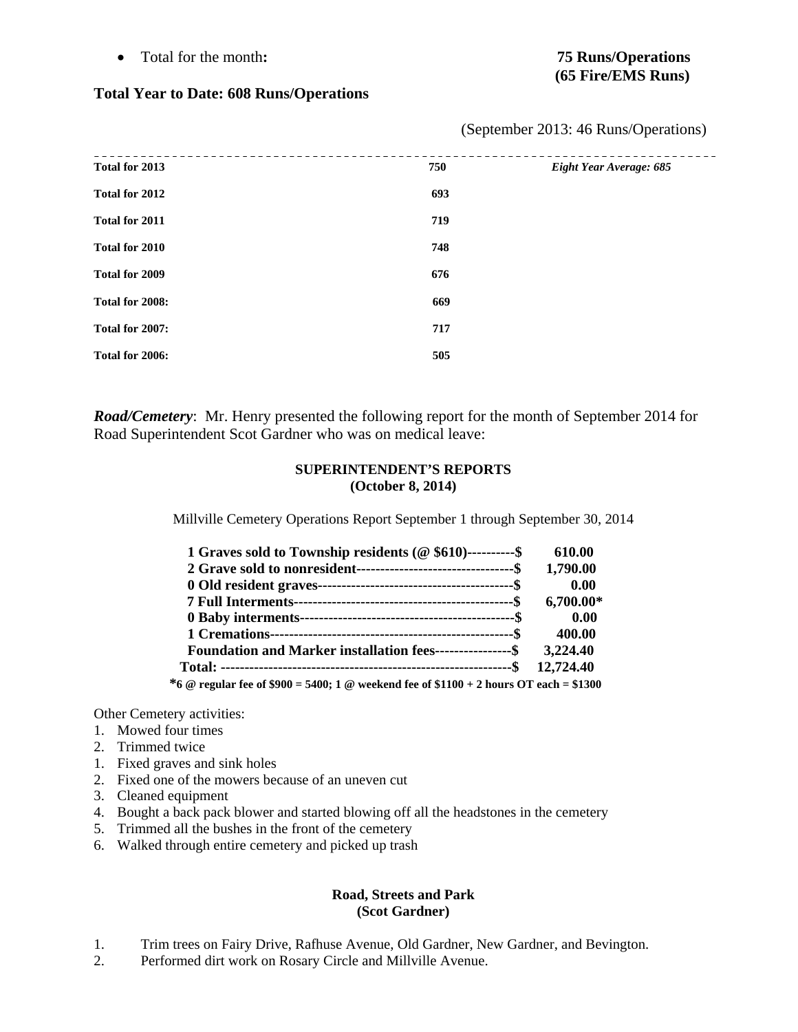- Total for the month**:** **75 Runs/Operations (65 Fire/EMS Runs)**

**Total Year to Date: 608 Runs/Operations**

(September 2013: 46 Runs/Operations)

---

| | | |
|---|---|---|
| **Total for 2013** | **750** | ***Eight Year Average: 685*** |
| **Total for 2012** | **693** | |
| **Total for 2011** | **719** | |
| **Total for 2010** | **748** | |
| **Total for 2009** | **676** | |
| **Total for 2008:** | **669** | |
| **Total for 2007:** | **717** | |
| **Total for 2006:** | **505** | |

***Road/Cemetery***: Mr. Henry presented the following report for the month of September 2014 for Road Superintendent Scot Gardner who was on medical leave:

**SUPERINTENDENT'S REPORTS**
**(October 8, 2014)**

Millville Cemetery Operations Report September 1 through September 30, 2014

| | |
|---|---|
| **1 Graves sold to Township residents (@ $610)----------$** | **610.00** |
| **2 Grave sold to nonresident---------------------------------$** | **1,790.00** |
| **0 Old resident graves-----------------------------------------$** | **0.00** |
| **7 Full Interments----------------------------------------------$** | **6,700.00*** |
| **0 Baby interments---------------------------------------------$** | **0.00** |
| **1 Cremations---------------------------------------------------$** | **400.00** |
| **Foundation and Marker installation fees----------------$** | **3,224.40** |
| **Total: -----------------------------------------------------------$** | **12,724.40** |

***6 @ regular fee of $900 = 5400; 1 @ weekend fee of $1100 + 2 hours OT each = $1300**

Other Cemetery activities:

1. Mowed four times
2. Trimmed twice
1. Fixed graves and sink holes
2. Fixed one of the mowers because of an uneven cut
3. Cleaned equipment
4. Bought a back pack blower and started blowing off all the headstones in the cemetery
5. Trimmed all the bushes in the front of the cemetery
6. Walked through entire cemetery and picked up trash

**Road, Streets and Park**
**(Scot Gardner)**

1. Trim trees on Fairy Drive, Rafhuse Avenue, Old Gardner, New Gardner, and Bevington.
2. Performed dirt work on Rosary Circle and Millville Avenue.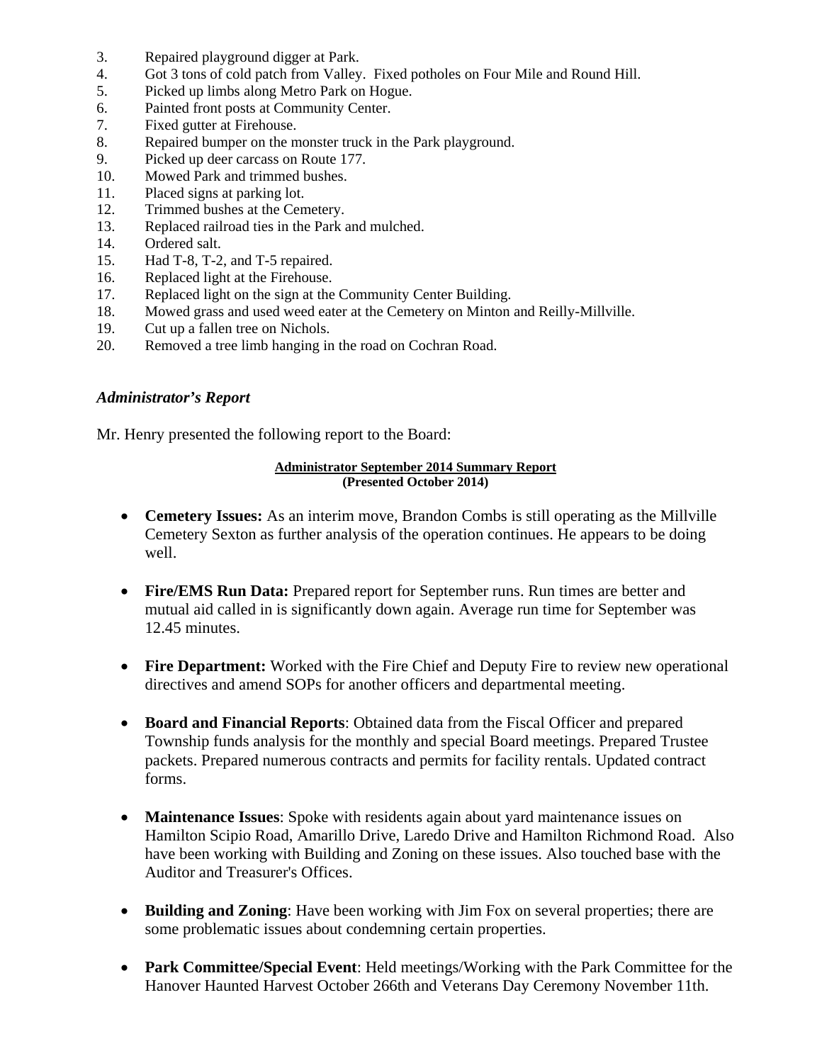3. Repaired playground digger at Park.
4. Got 3 tons of cold patch from Valley. Fixed potholes on Four Mile and Round Hill.
5. Picked up limbs along Metro Park on Hogue.
6. Painted front posts at Community Center.
7. Fixed gutter at Firehouse.
8. Repaired bumper on the monster truck in the Park playground.
9. Picked up deer carcass on Route 177.
10. Mowed Park and trimmed bushes.
11. Placed signs at parking lot.
12. Trimmed bushes at the Cemetery.
13. Replaced railroad ties in the Park and mulched.
14. Ordered salt.
15. Had T-8, T-2, and T-5 repaired.
16. Replaced light at the Firehouse.
17. Replaced light on the sign at the Community Center Building.
18. Mowed grass and used weed eater at the Cemetery on Minton and Reilly-Millville.
19. Cut up a fallen tree on Nichols.
20. Removed a tree limb hanging in the road on Cochran Road.

***Administrator's Report***

Mr. Henry presented the following report to the Board:

**Administrator September 2014 Summary Report**
**(Presented October 2014)**

- **Cemetery Issues:** As an interim move, Brandon Combs is still operating as the Millville Cemetery Sexton as further analysis of the operation continues. He appears to be doing well.

- **Fire/EMS Run Data:** Prepared report for September runs. Run times are better and mutual aid called in is significantly down again. Average run time for September was 12.45 minutes.

- **Fire Department:** Worked with the Fire Chief and Deputy Fire to review new operational directives and amend SOPs for another officers and departmental meeting.

- **Board and Financial Reports**: Obtained data from the Fiscal Officer and prepared Township funds analysis for the monthly and special Board meetings. Prepared Trustee packets. Prepared numerous contracts and permits for facility rentals. Updated contract forms.

- **Maintenance Issues**: Spoke with residents again about yard maintenance issues on Hamilton Scipio Road, Amarillo Drive, Laredo Drive and Hamilton Richmond Road. Also have been working with Building and Zoning on these issues. Also touched base with the Auditor and Treasurer's Offices.

- **Building and Zoning**: Have been working with Jim Fox on several properties; there are some problematic issues about condemning certain properties.

- **Park Committee/Special Event**: Held meetings/Working with the Park Committee for the Hanover Haunted Harvest October 266th and Veterans Day Ceremony November 11th.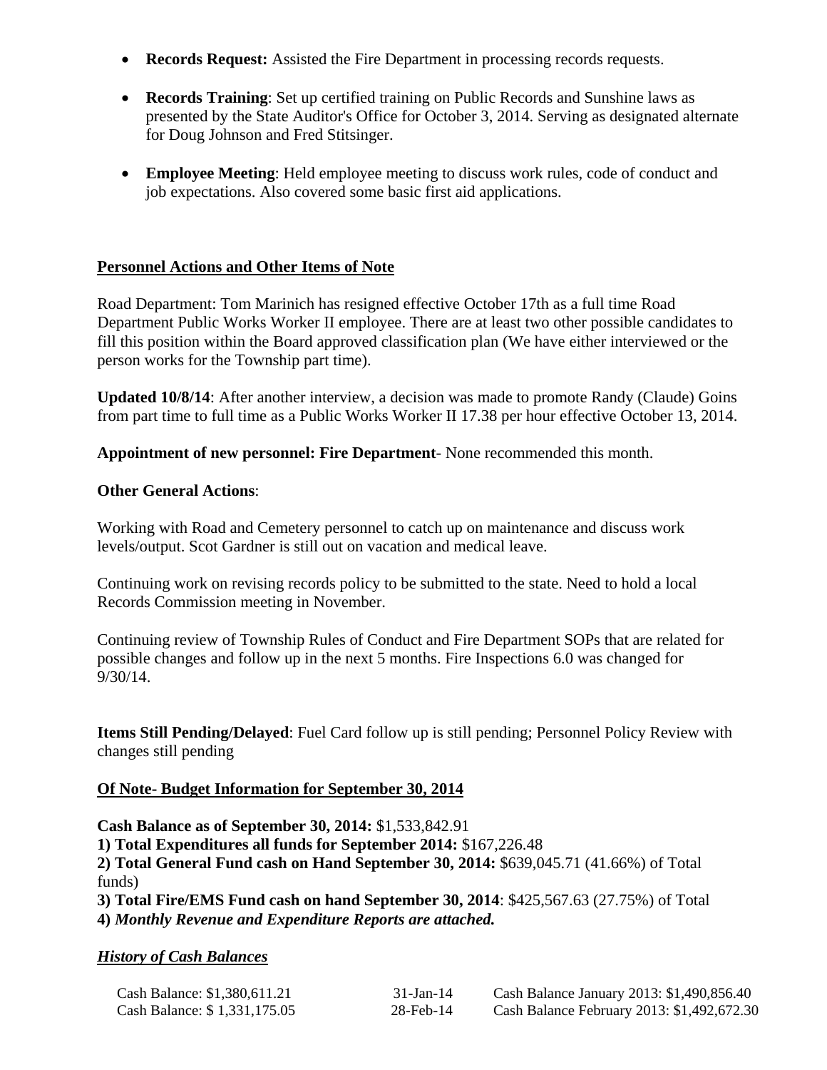- **Records Request:** Assisted the Fire Department in processing records requests.

- **Records Training**: Set up certified training on Public Records and Sunshine laws as presented by the State Auditor's Office for October 3, 2014. Serving as designated alternate for Doug Johnson and Fred Stitsinger.

- **Employee Meeting**: Held employee meeting to discuss work rules, code of conduct and job expectations. Also covered some basic first aid applications.

## Personnel Actions and Other Items of Note

Road Department: Tom Marinich has resigned effective October 17th as a full time Road Department Public Works Worker II employee. There are at least two other possible candidates to fill this position within the Board approved classification plan (We have either interviewed or the person works for the Township part time).

**Updated 10/8/14**: After another interview, a decision was made to promote Randy (Claude) Goins from part time to full time as a Public Works Worker II 17.38 per hour effective October 13, 2014.

**Appointment of new personnel: Fire Department**- None recommended this month.

**Other General Actions**:

Working with Road and Cemetery personnel to catch up on maintenance and discuss work levels/output. Scot Gardner is still out on vacation and medical leave.

Continuing work on revising records policy to be submitted to the state. Need to hold a local Records Commission meeting in November.

Continuing review of Township Rules of Conduct and Fire Department SOPs that are related for possible changes and follow up in the next 5 months. Fire Inspections 6.0 was changed for 9/30/14.

**Items Still Pending/Delayed**: Fuel Card follow up is still pending; Personnel Policy Review with changes still pending

## Of Note- Budget Information for September 30, 2014

**Cash Balance as of September 30, 2014:** $1,533,842.91
**1) Total Expenditures all funds for September 2014:** $167,226.48
**2) Total General Fund cash on Hand September 30, 2014:** $639,045.71 (41.66%) of Total funds)
**3) Total Fire/EMS Fund cash on hand September 30, 2014**: $425,567.63 (27.75%) of Total
**4)** ***Monthly Revenue and Expenditure Reports are attached.***

### *History of Cash Balances*

| | | |
|---|---|---|
| Cash Balance: $1,380,611.21 | 31-Jan-14 | Cash Balance January 2013: $1,490,856.40 |
| Cash Balance: $ 1,331,175.05 | 28-Feb-14 | Cash Balance February 2013: $1,492,672.30 |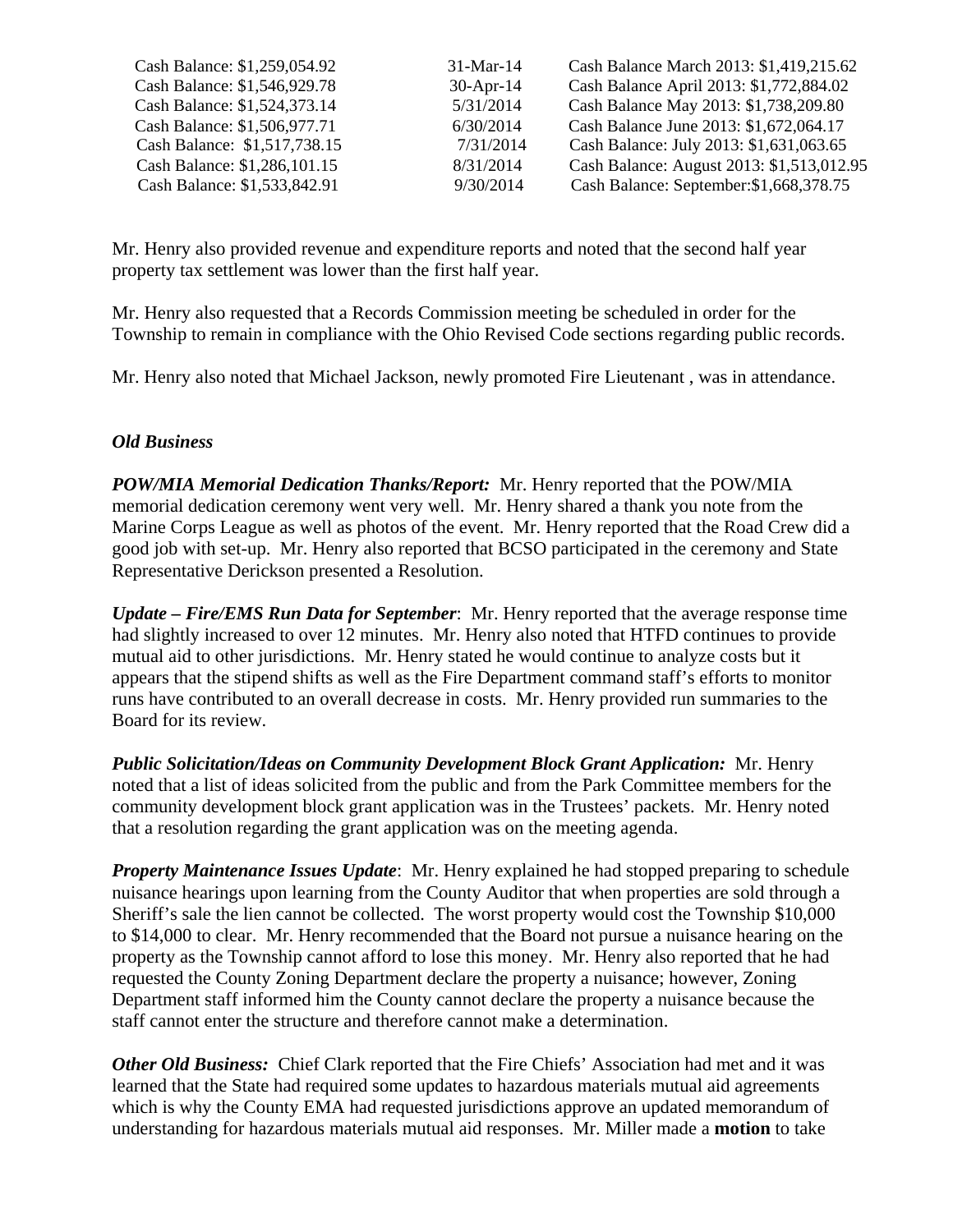| | | |
|---|---|---|
| Cash Balance: $1,259,054.92 | 31-Mar-14 | Cash Balance March 2013: $1,419,215.62 |
| Cash Balance: $1,546,929.78 | 30-Apr-14 | Cash Balance April 2013: $1,772,884.02 |
| Cash Balance: $1,524,373.14 | 5/31/2014 | Cash Balance May 2013: $1,738,209.80 |
| Cash Balance: $1,506,977.71 | 6/30/2014 | Cash Balance June 2013: $1,672,064.17 |
| Cash Balance: $1,517,738.15 | 7/31/2014 | Cash Balance: July 2013: $1,631,063.65 |
| Cash Balance: $1,286,101.15 | 8/31/2014 | Cash Balance: August 2013: $1,513,012.95 |
| Cash Balance: $1,533,842.91 | 9/30/2014 | Cash Balance: September:$1,668,378.75 |

Mr. Henry also provided revenue and expenditure reports and noted that the second half year property tax settlement was lower than the first half year.

Mr. Henry also requested that a Records Commission meeting be scheduled in order for the Township to remain in compliance with the Ohio Revised Code sections regarding public records.

Mr. Henry also noted that Michael Jackson, newly promoted Fire Lieutenant , was in attendance.

***Old Business***

***POW/MIA Memorial Dedication Thanks/Report:*** Mr. Henry reported that the POW/MIA memorial dedication ceremony went very well. Mr. Henry shared a thank you note from the Marine Corps League as well as photos of the event. Mr. Henry reported that the Road Crew did a good job with set-up. Mr. Henry also reported that BCSO participated in the ceremony and State Representative Derickson presented a Resolution.

***Update – Fire/EMS Run Data for September***: Mr. Henry reported that the average response time had slightly increased to over 12 minutes. Mr. Henry also noted that HTFD continues to provide mutual aid to other jurisdictions. Mr. Henry stated he would continue to analyze costs but it appears that the stipend shifts as well as the Fire Department command staff's efforts to monitor runs have contributed to an overall decrease in costs. Mr. Henry provided run summaries to the Board for its review.

***Public Solicitation/Ideas on Community Development Block Grant Application:*** Mr. Henry noted that a list of ideas solicited from the public and from the Park Committee members for the community development block grant application was in the Trustees' packets. Mr. Henry noted that a resolution regarding the grant application was on the meeting agenda.

***Property Maintenance Issues Update***: Mr. Henry explained he had stopped preparing to schedule nuisance hearings upon learning from the County Auditor that when properties are sold through a Sheriff's sale the lien cannot be collected. The worst property would cost the Township $10,000 to $14,000 to clear. Mr. Henry recommended that the Board not pursue a nuisance hearing on the property as the Township cannot afford to lose this money. Mr. Henry also reported that he had requested the County Zoning Department declare the property a nuisance; however, Zoning Department staff informed him the County cannot declare the property a nuisance because the staff cannot enter the structure and therefore cannot make a determination.

***Other Old Business:*** Chief Clark reported that the Fire Chiefs' Association had met and it was learned that the State had required some updates to hazardous materials mutual aid agreements which is why the County EMA had requested jurisdictions approve an updated memorandum of understanding for hazardous materials mutual aid responses. Mr. Miller made a **motion** to take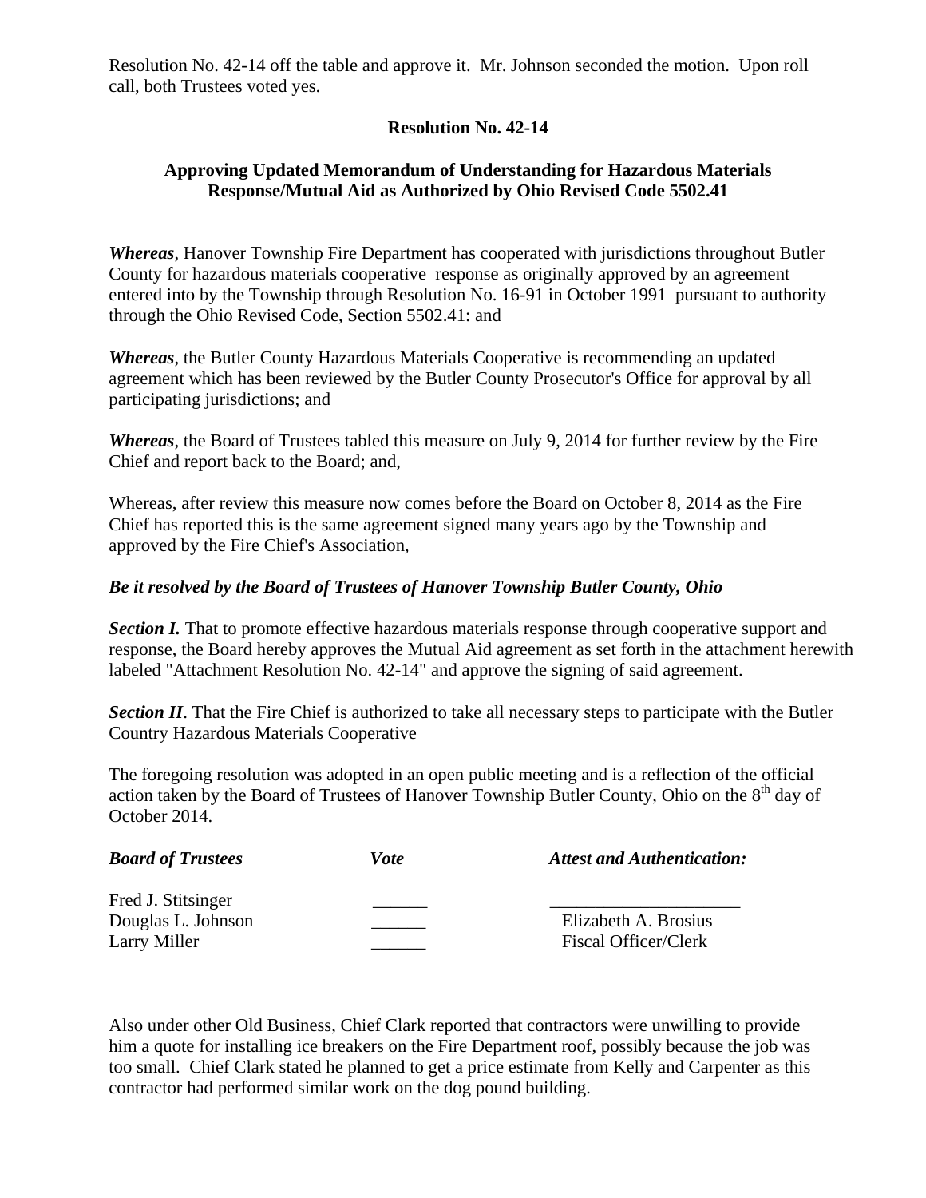Resolution No. 42-14 off the table and approve it. Mr. Johnson seconded the motion. Upon roll call, both Trustees voted yes.

**Resolution No. 42-14**

**Approving Updated Memorandum of Understanding for Hazardous Materials Response/Mutual Aid as Authorized by Ohio Revised Code 5502.41**

***Whereas***, Hanover Township Fire Department has cooperated with jurisdictions throughout Butler County for hazardous materials cooperative response as originally approved by an agreement entered into by the Township through Resolution No. 16-91 in October 1991 pursuant to authority through the Ohio Revised Code, Section 5502.41: and

***Whereas***, the Butler County Hazardous Materials Cooperative is recommending an updated agreement which has been reviewed by the Butler County Prosecutor's Office for approval by all participating jurisdictions; and

***Whereas***, the Board of Trustees tabled this measure on July 9, 2014 for further review by the Fire Chief and report back to the Board; and,

Whereas, after review this measure now comes before the Board on October 8, 2014 as the Fire Chief has reported this is the same agreement signed many years ago by the Township and approved by the Fire Chief's Association,

***Be it resolved by the Board of Trustees of Hanover Township Butler County, Ohio***

***Section I.*** That to promote effective hazardous materials response through cooperative support and response, the Board hereby approves the Mutual Aid agreement as set forth in the attachment herewith labeled "Attachment Resolution No. 42-14" and approve the signing of said agreement.

***Section II***. That the Fire Chief is authorized to take all necessary steps to participate with the Butler Country Hazardous Materials Cooperative

The foregoing resolution was adopted in an open public meeting and is a reflection of the official action taken by the Board of Trustees of Hanover Township Butler County, Ohio on the 8th day of October 2014.

| ***Board of Trustees*** | ***Vote*** | ***Attest and Authentication:*** |
|---|---|---|
| Fred J. Stitsinger | ______ | ____________________ |
| Douglas L. Johnson | ______ | Elizabeth A. Brosius |
| Larry Miller | ______ | Fiscal Officer/Clerk |

Also under other Old Business, Chief Clark reported that contractors were unwilling to provide him a quote for installing ice breakers on the Fire Department roof, possibly because the job was too small. Chief Clark stated he planned to get a price estimate from Kelly and Carpenter as this contractor had performed similar work on the dog pound building.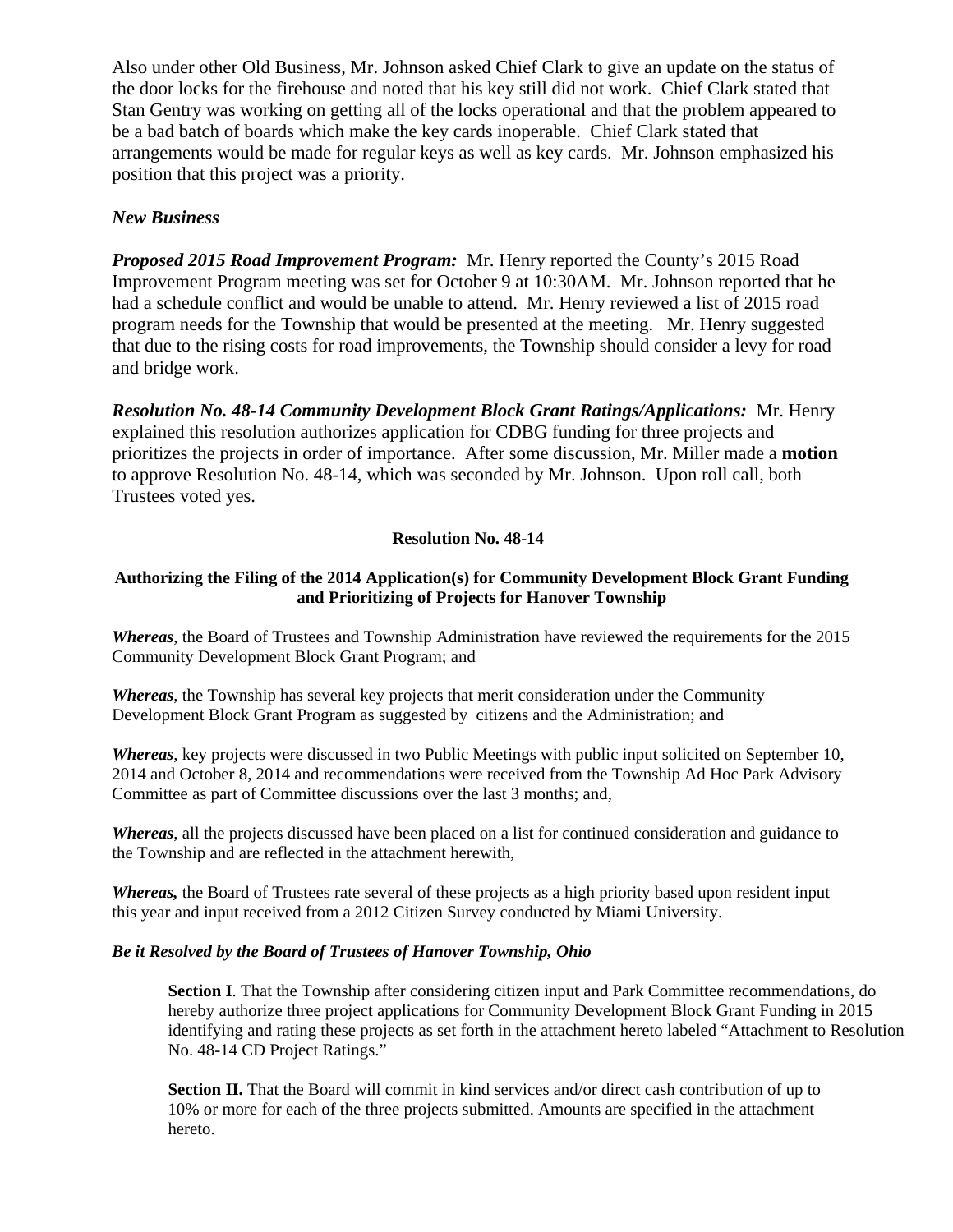Also under other Old Business, Mr. Johnson asked Chief Clark to give an update on the status of the door locks for the firehouse and noted that his key still did not work. Chief Clark stated that Stan Gentry was working on getting all of the locks operational and that the problem appeared to be a bad batch of boards which make the key cards inoperable. Chief Clark stated that arrangements would be made for regular keys as well as key cards. Mr. Johnson emphasized his position that this project was a priority.

***New Business***

***Proposed 2015 Road Improvement Program:*** Mr. Henry reported the County's 2015 Road Improvement Program meeting was set for October 9 at 10:30AM. Mr. Johnson reported that he had a schedule conflict and would be unable to attend. Mr. Henry reviewed a list of 2015 road program needs for the Township that would be presented at the meeting. Mr. Henry suggested that due to the rising costs for road improvements, the Township should consider a levy for road and bridge work.

***Resolution No. 48-14 Community Development Block Grant Ratings/Applications:*** Mr. Henry explained this resolution authorizes application for CDBG funding for three projects and prioritizes the projects in order of importance. After some discussion, Mr. Miller made a **motion** to approve Resolution No. 48-14, which was seconded by Mr. Johnson. Upon roll call, both Trustees voted yes.

**Resolution No. 48-14**

**Authorizing the Filing of the 2014 Application(s) for Community Development Block Grant Funding and Prioritizing of Projects for Hanover Township**

***Whereas***, the Board of Trustees and Township Administration have reviewed the requirements for the 2015 Community Development Block Grant Program; and

***Whereas***, the Township has several key projects that merit consideration under the Community Development Block Grant Program as suggested by citizens and the Administration; and

***Whereas***, key projects were discussed in two Public Meetings with public input solicited on September 10, 2014 and October 8, 2014 and recommendations were received from the Township Ad Hoc Park Advisory Committee as part of Committee discussions over the last 3 months; and,

***Whereas***, all the projects discussed have been placed on a list for continued consideration and guidance to the Township and are reflected in the attachment herewith,

***Whereas,*** the Board of Trustees rate several of these projects as a high priority based upon resident input this year and input received from a 2012 Citizen Survey conducted by Miami University.

***Be it Resolved by the Board of Trustees of Hanover Township, Ohio***

**Section I**. That the Township after considering citizen input and Park Committee recommendations, do hereby authorize three project applications for Community Development Block Grant Funding in 2015 identifying and rating these projects as set forth in the attachment hereto labeled "Attachment to Resolution No. 48-14 CD Project Ratings."

**Section II.** That the Board will commit in kind services and/or direct cash contribution of up to 10% or more for each of the three projects submitted. Amounts are specified in the attachment hereto.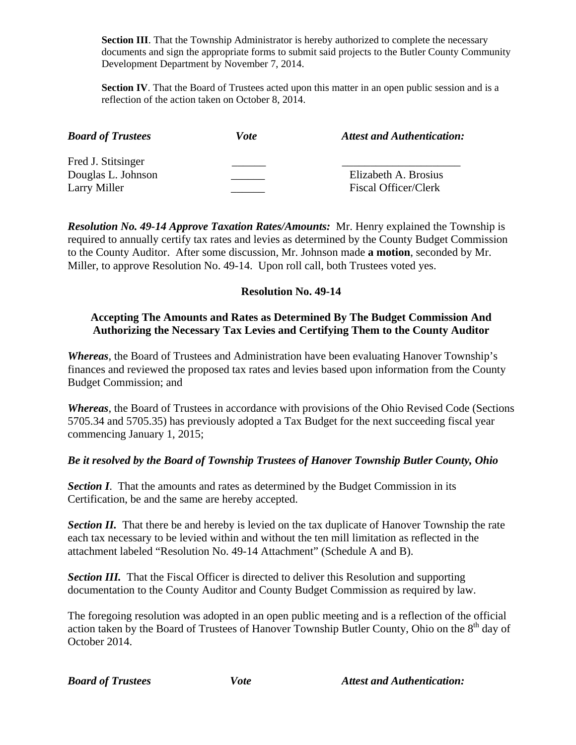**Section III**. That the Township Administrator is hereby authorized to complete the necessary documents and sign the appropriate forms to submit said projects to the Butler County Community Development Department by November 7, 2014.

**Section IV**. That the Board of Trustees acted upon this matter in an open public session and is a reflection of the action taken on October 8, 2014.

| ***Board of Trustees*** | ***Vote*** | ***Attest and Authentication:*** |
|---|---|---|
| Fred J. Stitsinger | ______ | ____________________ |
| Douglas L. Johnson | ______ | Elizabeth A. Brosius |
| Larry Miller | ______ | Fiscal Officer/Clerk |

***Resolution No. 49-14 Approve Taxation Rates/Amounts:*** Mr. Henry explained the Township is required to annually certify tax rates and levies as determined by the County Budget Commission to the County Auditor. After some discussion, Mr. Johnson made **a motion**, seconded by Mr. Miller, to approve Resolution No. 49-14. Upon roll call, both Trustees voted yes.

**Resolution No. 49-14**

**Accepting The Amounts and Rates as Determined By The Budget Commission And Authorizing the Necessary Tax Levies and Certifying Them to the County Auditor**

***Whereas***, the Board of Trustees and Administration have been evaluating Hanover Township's finances and reviewed the proposed tax rates and levies based upon information from the County Budget Commission; and

***Whereas***, the Board of Trustees in accordance with provisions of the Ohio Revised Code (Sections 5705.34 and 5705.35) has previously adopted a Tax Budget for the next succeeding fiscal year commencing January 1, 2015;

***Be it resolved by the Board of Township Trustees of Hanover Township Butler County, Ohio***

***Section I***. That the amounts and rates as determined by the Budget Commission in its Certification, be and the same are hereby accepted.

***Section II.*** That there be and hereby is levied on the tax duplicate of Hanover Township the rate each tax necessary to be levied within and without the ten mill limitation as reflected in the attachment labeled "Resolution No. 49-14 Attachment" (Schedule A and B).

***Section III.*** That the Fiscal Officer is directed to deliver this Resolution and supporting documentation to the County Auditor and County Budget Commission as required by law.

The foregoing resolution was adopted in an open public meeting and is a reflection of the official action taken by the Board of Trustees of Hanover Township Butler County, Ohio on the 8th day of October 2014.

| ***Board of Trustees*** | ***Vote*** | ***Attest and Authentication:*** |
|---|---|---|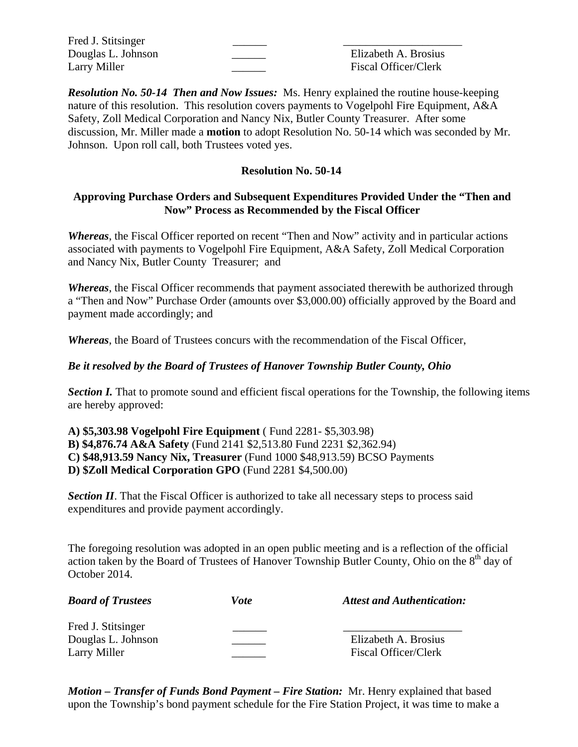| | | |
|---|---|---|
| Fred J. Stitsinger | ______ | ____________________ |
| Douglas L. Johnson | ______ | Elizabeth A. Brosius |
| Larry Miller | ______ | Fiscal Officer/Clerk |

***Resolution No. 50-14 Then and Now Issues:*** Ms. Henry explained the routine house-keeping nature of this resolution. This resolution covers payments to Vogelpohl Fire Equipment, A&A Safety, Zoll Medical Corporation and Nancy Nix, Butler County Treasurer. After some discussion, Mr. Miller made a **motion** to adopt Resolution No. 50-14 which was seconded by Mr. Johnson. Upon roll call, both Trustees voted yes.

**Resolution No. 50-14**

**Approving Purchase Orders and Subsequent Expenditures Provided Under the "Then and Now" Process as Recommended by the Fiscal Officer**

***Whereas***, the Fiscal Officer reported on recent "Then and Now" activity and in particular actions associated with payments to Vogelpohl Fire Equipment, A&A Safety, Zoll Medical Corporation and Nancy Nix, Butler County Treasurer; and

***Whereas***, the Fiscal Officer recommends that payment associated therewith be authorized through a "Then and Now" Purchase Order (amounts over $3,000.00) officially approved by the Board and payment made accordingly; and

***Whereas***, the Board of Trustees concurs with the recommendation of the Fiscal Officer,

***Be it resolved by the Board of Trustees of Hanover Township Butler County, Ohio***

***Section I.*** That to promote sound and efficient fiscal operations for the Township, the following items are hereby approved:

**A) $5,303.98 Vogelpohl Fire Equipment** ( Fund 2281- $5,303.98)
**B) $4,876.74 A&A Safety** (Fund 2141 $2,513.80 Fund 2231 $2,362.94)
**C) $48,913.59 Nancy Nix, Treasurer** (Fund 1000 $48,913.59) BCSO Payments
**D) $Zoll Medical Corporation GPO** (Fund 2281 $4,500.00)

***Section II***. That the Fiscal Officer is authorized to take all necessary steps to process said expenditures and provide payment accordingly.

The foregoing resolution was adopted in an open public meeting and is a reflection of the official action taken by the Board of Trustees of Hanover Township Butler County, Ohio on the 8th day of October 2014.

| ***Board of Trustees*** | ***Vote*** | ***Attest and Authentication:*** |
|---|---|---|
| Fred J. Stitsinger | ______ | ____________________ |
| Douglas L. Johnson | ______ | Elizabeth A. Brosius |
| Larry Miller | ______ | Fiscal Officer/Clerk |

***Motion – Transfer of Funds Bond Payment – Fire Station:*** Mr. Henry explained that based upon the Township's bond payment schedule for the Fire Station Project, it was time to make a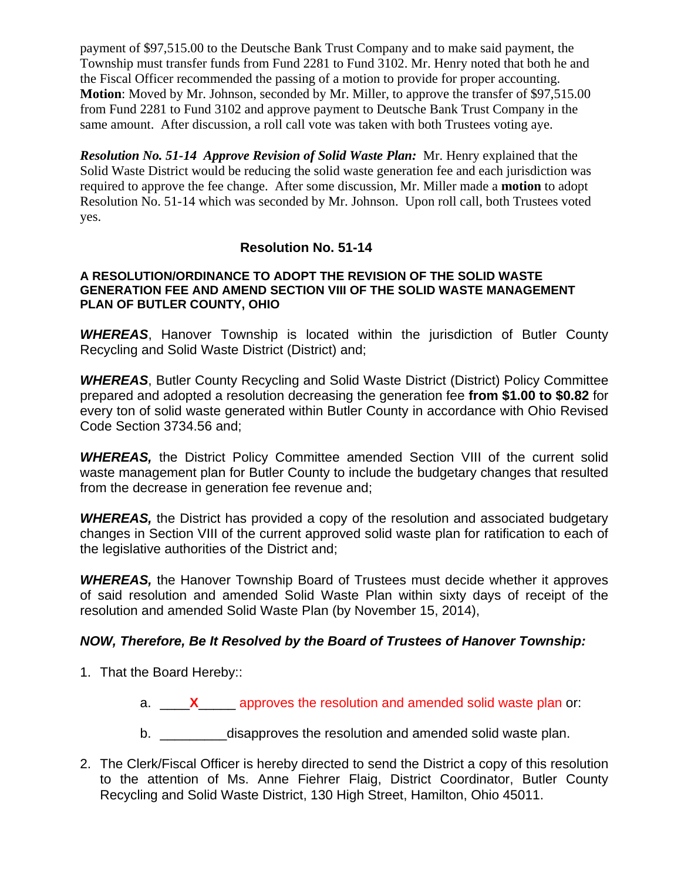payment of $97,515.00 to the Deutsche Bank Trust Company and to make said payment, the Township must transfer funds from Fund 2281 to Fund 3102. Mr. Henry noted that both he and the Fiscal Officer recommended the passing of a motion to provide for proper accounting. **Motion**: Moved by Mr. Johnson, seconded by Mr. Miller, to approve the transfer of $97,515.00 from Fund 2281 to Fund 3102 and approve payment to Deutsche Bank Trust Company in the same amount. After discussion, a roll call vote was taken with both Trustees voting aye.

***Resolution No. 51-14 Approve Revision of Solid Waste Plan:*** Mr. Henry explained that the Solid Waste District would be reducing the solid waste generation fee and each jurisdiction was required to approve the fee change. After some discussion, Mr. Miller made a **motion** to adopt Resolution No. 51-14 which was seconded by Mr. Johnson. Upon roll call, both Trustees voted yes.

## Resolution No. 51-14

**A RESOLUTION/ORDINANCE TO ADOPT THE REVISION OF THE SOLID WASTE GENERATION FEE AND AMEND SECTION VIII OF THE SOLID WASTE MANAGEMENT PLAN OF BUTLER COUNTY, OHIO**

***WHEREAS***, Hanover Township is located within the jurisdiction of Butler County Recycling and Solid Waste District (District) and;

***WHEREAS***, Butler County Recycling and Solid Waste District (District) Policy Committee prepared and adopted a resolution decreasing the generation fee **from $1.00 to $0.82** for every ton of solid waste generated within Butler County in accordance with Ohio Revised Code Section 3734.56 and;

***WHEREAS,*** the District Policy Committee amended Section VIII of the current solid waste management plan for Butler County to include the budgetary changes that resulted from the decrease in generation fee revenue and;

***WHEREAS,*** the District has provided a copy of the resolution and associated budgetary changes in Section VIII of the current approved solid waste plan for ratification to each of the legislative authorities of the District and;

***WHEREAS,*** the Hanover Township Board of Trustees must decide whether it approves of said resolution and amended Solid Waste Plan within sixty days of receipt of the resolution and amended Solid Waste Plan (by November 15, 2014),

***NOW, Therefore, Be It Resolved by the Board of Trustees of Hanover Township:***

1. That the Board Hereby::

   a. \_\_\_\_**X**\_\_\_\_\_ approves the resolution and amended solid waste plan or:

   b. \_\_\_\_\_\_\_\_\_disapproves the resolution and amended solid waste plan.

2. The Clerk/Fiscal Officer is hereby directed to send the District a copy of this resolution to the attention of Ms. Anne Fiehrer Flaig, District Coordinator, Butler County Recycling and Solid Waste District, 130 High Street, Hamilton, Ohio 45011.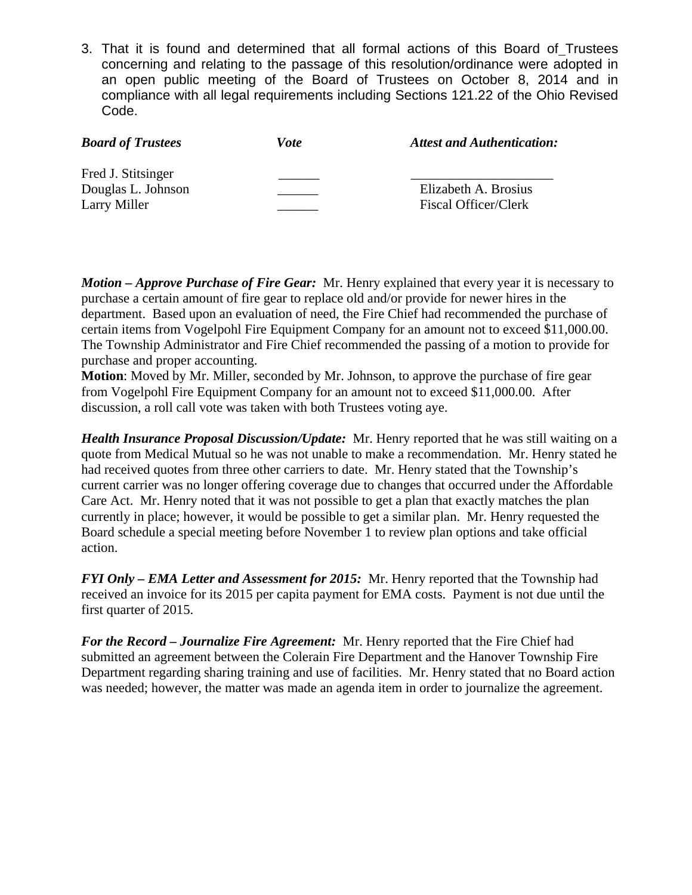3. That it is found and determined that all formal actions of this Board of_Trustees concerning and relating to the passage of this resolution/ordinance were adopted in an open public meeting of the Board of Trustees on October 8, 2014 and in compliance with all legal requirements including Sections 121.22 of the Ohio Revised Code.

| *Board of Trustees* | *Vote* | *Attest and Authentication:* |
|---|---|---|
| Fred J. Stitsinger | ______ | ____________________ |
| Douglas L. Johnson | ______ | Elizabeth A. Brosius |
| Larry Miller | ______ | Fiscal Officer/Clerk |

***Motion – Approve Purchase of Fire Gear:*** Mr. Henry explained that every year it is necessary to purchase a certain amount of fire gear to replace old and/or provide for newer hires in the department. Based upon an evaluation of need, the Fire Chief had recommended the purchase of certain items from Vogelpohl Fire Equipment Company for an amount not to exceed $11,000.00. The Township Administrator and Fire Chief recommended the passing of a motion to provide for purchase and proper accounting.
**Motion**: Moved by Mr. Miller, seconded by Mr. Johnson, to approve the purchase of fire gear from Vogelpohl Fire Equipment Company for an amount not to exceed $11,000.00. After discussion, a roll call vote was taken with both Trustees voting aye.

***Health Insurance Proposal Discussion/Update:*** Mr. Henry reported that he was still waiting on a quote from Medical Mutual so he was not unable to make a recommendation. Mr. Henry stated he had received quotes from three other carriers to date. Mr. Henry stated that the Township's current carrier was no longer offering coverage due to changes that occurred under the Affordable Care Act. Mr. Henry noted that it was not possible to get a plan that exactly matches the plan currently in place; however, it would be possible to get a similar plan. Mr. Henry requested the Board schedule a special meeting before November 1 to review plan options and take official action.

***FYI Only – EMA Letter and Assessment for 2015:*** Mr. Henry reported that the Township had received an invoice for its 2015 per capita payment for EMA costs. Payment is not due until the first quarter of 2015.

***For the Record – Journalize Fire Agreement:*** Mr. Henry reported that the Fire Chief had submitted an agreement between the Colerain Fire Department and the Hanover Township Fire Department regarding sharing training and use of facilities. Mr. Henry stated that no Board action was needed; however, the matter was made an agenda item in order to journalize the agreement.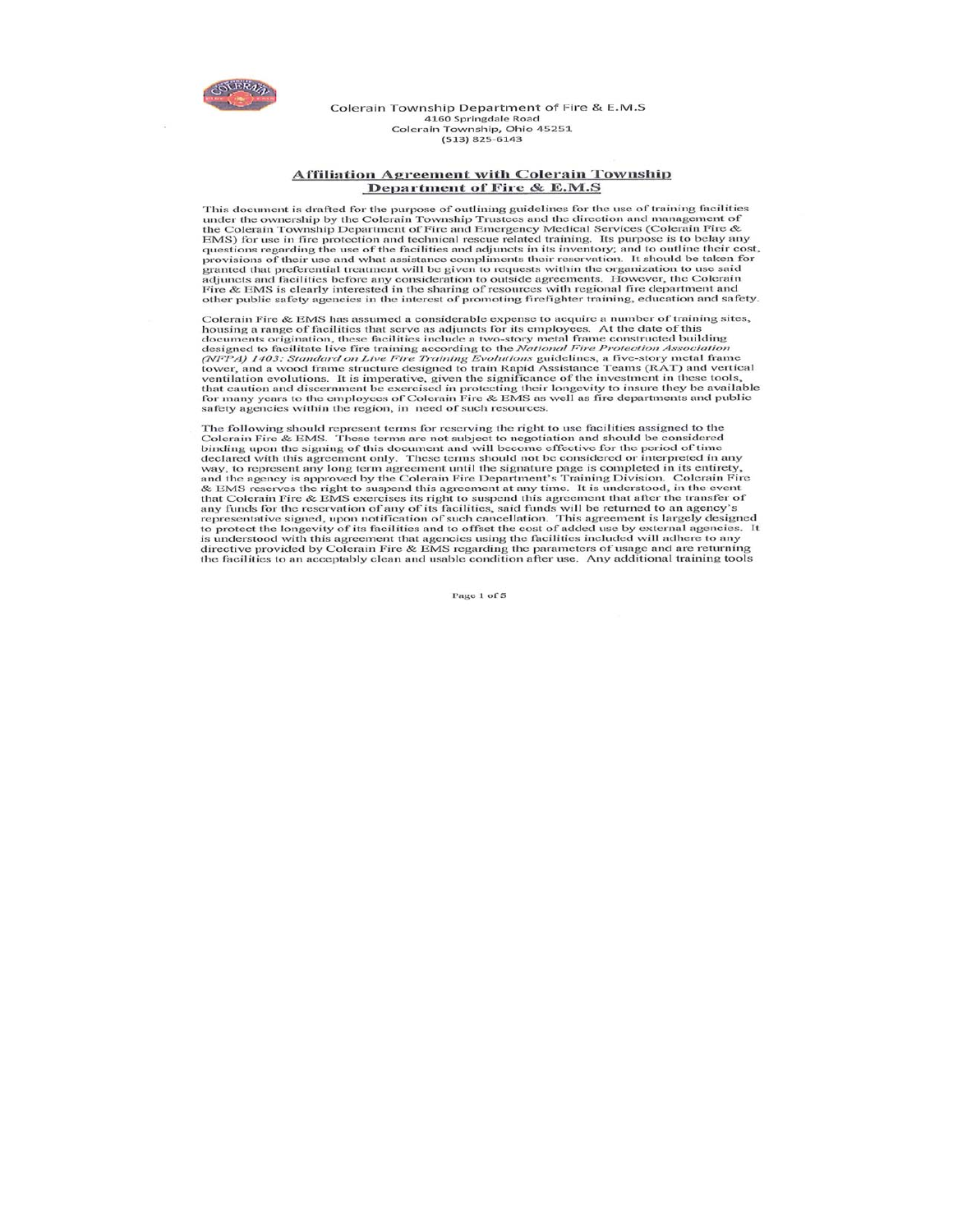Colerain Township Department of Fire & E.M.S
4160 Springdale Road
Colerain Township, Ohio 45251
(513) 825-6143

## Affiliation Agreement with Colerain Township Department of Fire & E.M.S

This document is drafted for the purpose of outlining guidelines for the use of training facilities under the ownership by the Colerain Township Trustees and the direction and management of the Colerain Township Department of Fire and Emergency Medical Services (Colerain Fire & EMS) for use in fire protection and technical rescue related training. Its purpose is to belay any questions regarding the use of the facilities and adjuncts in its inventory; and to outline their cost, provisions of their use and what assistance compliments their reservation. It should be taken for granted that preferential treatment will be given to requests within the organization to use said adjuncts and facilities before any consideration to outside agreements. However, the Colerain Fire & EMS is clearly interested in the sharing of resources with regional fire department and other public safety agencies in the interest of promoting firefighter training, education and safety.

Colerain Fire & EMS has assumed a considerable expense to acquire a number of training sites, housing a range of facilities that serve as adjuncts for its employees. At the date of this documents origination, these facilities include a two-story metal frame constructed building designed to facilitate live fire training according to the *National Fire Protection Association (NFPA) 1403: Standard on Live Fire Training Evolutions* guidelines, a five-story metal frame tower, and a wood frame structure designed to train Rapid Assistance Teams (RAT) and vertical ventilation evolutions. It is imperative, given the significance of the investment in these tools, that caution and discernment be exercised in protecting their longevity to insure they be available for many years to the employees of Colerain Fire & EMS as well as fire departments and public safety agencies within the region, in need of such resources.

The following should represent terms for reserving the right to use facilities assigned to the Colerain Fire & EMS. These terms are not subject to negotiation and should be considered binding upon the signing of this document and will become effective for the period of time declared with this agreement only. These terms should not be considered or interpreted in any way, to represent any long term agreement until the signature page is completed in its entirety, and the agency is approved by the Colerain Fire Department's Training Division. Colerain Fire & EMS reserves the right to suspend this agreement at any time. It is understood, in the event that Colerain Fire & EMS exercises its right to suspend this agreement that after the transfer of any funds for the reservation of any of its facilities, said funds will be returned to an agency's representative signed, upon notification of such cancellation. This agreement is largely designed to protect the longevity of its facilities and to offset the cost of added use by external agencies. It is understood with this agreement that agencies using the facilities included will adhere to any directive provided by Colerain Fire & EMS regarding the parameters of usage and are returning the facilities to an acceptably clean and usable condition after use. Any additional training tools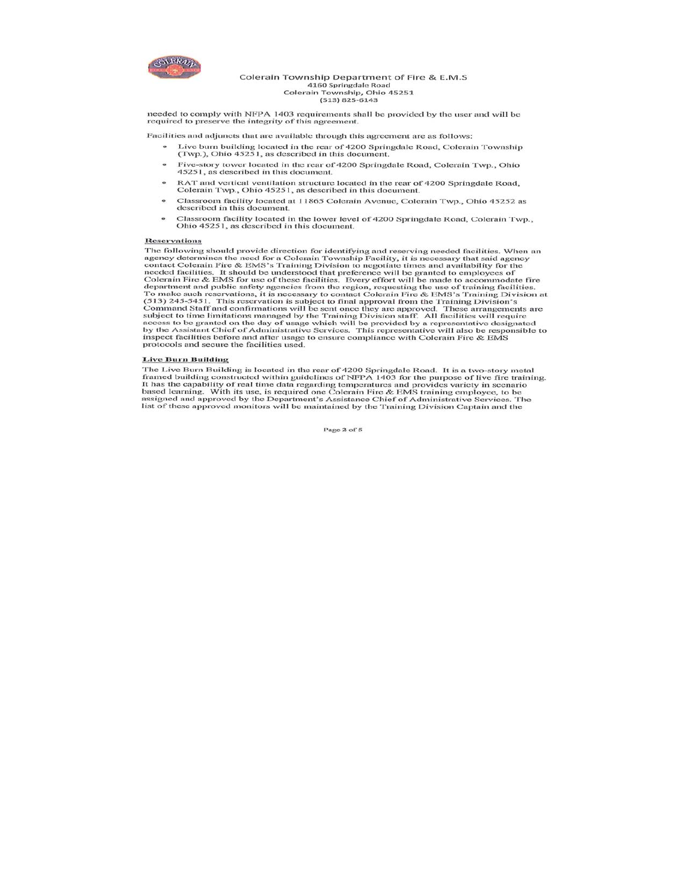needed to comply with NFPA 1403 requirements shall be provided by the user and will be required to preserve the integrity of this agreement.

Facilities and adjuncts that are available through this agreement are as follows:

- Live burn building located in the rear of 4200 Springdale Road, Colerain Township (Twp.), Ohio 45251, as described in this document.
- Five-story tower located in the rear of 4200 Springdale Road, Colerain Twp., Ohio 45251, as described in this document.
- RAT and vertical ventilation structure located in the rear of 4200 Springdale Road, Colerain Twp., Ohio 45251, as described in this document.
- Classroom facility located at 11865 Colerain Avenue, Colerain Twp., Ohio 45252 as described in this document.
- Classroom facility located in the lower level of 4200 Springdale Road, Colerain Twp., Ohio 45251, as described in this document.

**Reservations**

The following should provide direction for identifying and reserving needed facilities. When an agency determines the need for a Colerain Township Facility, it is necessary that said agency contact Colerain Fire & EMS's Training Division to negotiate times and availability for the needed facilities. It should be understood that preference will be granted to employees of Colerain Fire & EMS for use of these facilities. Every effort will be made to accommodate fire department and public safety agencies from the region, requesting the use of training facilities. To make such reservations, it is necessary to contact Colerain Fire & EMS's Training Division at (513) 245-5451. This reservation is subject to final approval from the Training Division's Command Staff and confirmations will be sent once they are approved. These arrangements are subject to time limitations managed by the Training Division staff. All facilities will require access to be granted on the day of usage which will be provided by a representative designated by the Assistant Chief of Administrative Services. This representative will also be responsible to inspect facilities before and after usage to ensure compliance with Colerain Fire & EMS protocols and secure the facilities used.

**Live Burn Building**

The Live Burn Building is located in the rear of 4200 Springdale Road. It is a two-story metal framed building constructed within guidelines of NFPA 1403 for the purpose of live fire training. It has the capability of real time data regarding temperatures and provides variety in scenario based learning. With its use, is required one Colerain Fire & EMS training employee, to be assigned and approved by the Department's Assistance Chief of Administrative Services. The list of these approved monitors will be maintained by the Training Division Captain and the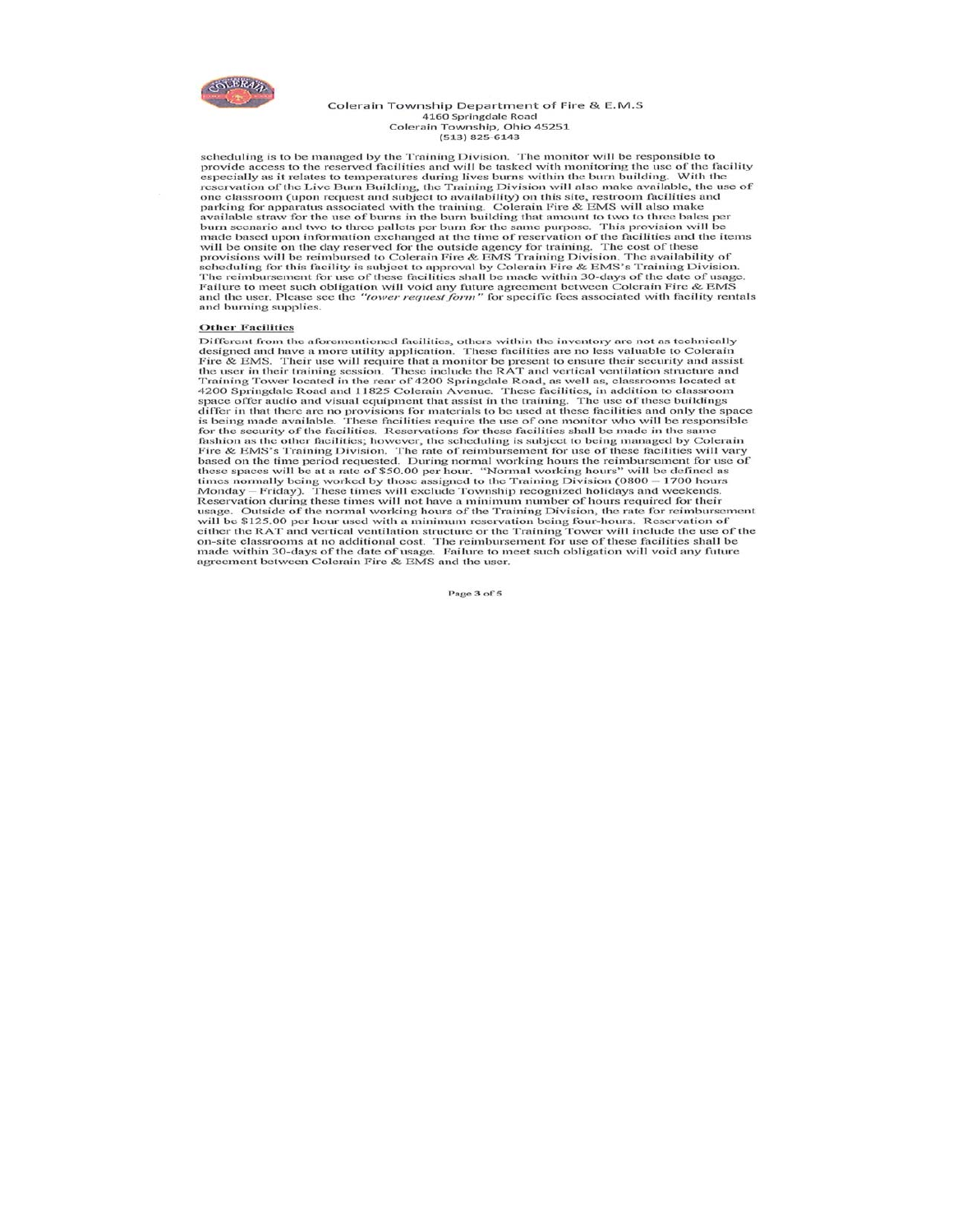Colerain Township Department of Fire & E.M.S
4160 Springdale Road
Colerain Township, Ohio 45251
(513) 825-6143

scheduling is to be managed by the Training Division. The monitor will be responsible to provide access to the reserved facilities and will be tasked with monitoring the use of the facility especially as it relates to temperatures during lives burns within the burn building. With the reservation of the Live Burn Building, the Training Division will also make available, the use of one classroom (upon request and subject to availability) on this site, restroom facilities and parking for apparatus associated with the training. Colerain Fire & EMS will also make available straw for the use of burns in the burn building that amount to two to three bales per burn scenario and two to three pallets per burn for the same purpose. This provision will be made based upon information exchanged at the time of reservation of the facilities and the items will be onsite on the day reserved for the outside agency for training. The cost of these provisions will be reimbursed to Colerain Fire & EMS Training Division. The availability of scheduling for this facility is subject to approval by Colerain Fire & EMS's Training Division. The reimbursement for use of these facilities shall be made within 30-days of the date of usage. Failure to meet such obligation will void any future agreement between Colerain Fire & EMS and the user. Please see the *"tower request form"* for specific fees associated with facility rentals and burning supplies.

**Other Facilities**

Different from the aforementioned facilities, others within the inventory are not as technically designed and have a more utility application. These facilities are no less valuable to Colerain Fire & EMS. Their use will require that a monitor be present to ensure their security and assist the user in their training session. These include the RAT and vertical ventilation structure and Training Tower located in the rear of 4200 Springdale Road, as well as, classrooms located at 4200 Springdale Road and 11825 Colerain Avenue. These facilities, in addition to classroom space offer audio and visual equipment that assist in the training. The use of these buildings differ in that there are no provisions for materials to be used at these facilities and only the space is being made available. These facilities require the use of one monitor who will be responsible for the security of the facilities. Reservations for these facilities shall be made in the same fashion as the other facilities; however, the scheduling is subject to being managed by Colerain Fire & EMS's Training Division. The rate of reimbursement for use of these facilities will vary based on the time period requested. During normal working hours the reimbursement for use of these spaces will be at a rate of $50.00 per hour. "Normal working hours" will be defined as times normally being worked by those assigned to the Training Division (0800 – 1700 hours Monday – Friday). These times will exclude Township recognized holidays and weekends. Reservation during these times will not have a minimum number of hours required for their usage. Outside of the normal working hours of the Training Division, the rate for reimbursement will be $125.00 per hour used with a minimum reservation being four-hours. Reservation of either the RAT and vertical ventilation structure or the Training Tower will include the use of the on-site classrooms at no additional cost. The reimbursement for use of these facilities shall be made within 30-days of the date of usage. Failure to meet such obligation will void any future agreement between Colerain Fire & EMS and the user.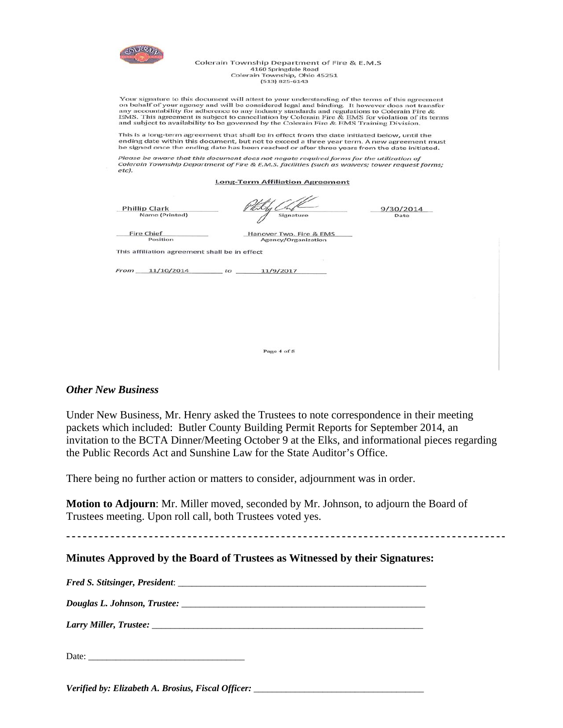Colerain Township Department of Fire & E.M.S
4160 Springdale Road
Colerain Township, Ohio 45251
(513) 825-6143

Your signature to this document will attest to your understanding of the terms of this agreement on behalf of your agency and will be considered legal and binding. It however does not transfer any accountability for adherence to any industry standards and regulations to Colerain Fire & EMS. This agreement is subject to cancellation by Colerain Fire & EMS for violation of its terms and subject to availability to be governed by the Colerain Fire & EMS Training Division.

This is a long-term agreement that shall be in effect from the date initiated below, until the ending date within this document, but not to exceed a three year term. A new agreement must be signed once the ending date has been reached or after three years from the date initiated.

*Please be aware that this document does not negate required forms for the utilization of Colerain Township Department of Fire & E.M.S. facilities (such as waivers; tower request forms; etc).*

**Long-Term Affiliation Agreement**

Phillip Clark — Name (Printed)
Signature
9/30/2014 — Date

Fire Chief — Position
Hanover Twp. Fire & EMS — Agency/Organization

This affiliation agreement shall be in effect

*From* 11/10/2014 *to* 11/9/2017

Page 4 of 5

***Other New Business***

Under New Business, Mr. Henry asked the Trustees to note correspondence in their meeting packets which included: Butler County Building Permit Reports for September 2014, an invitation to the BCTA Dinner/Meeting October 9 at the Elks, and informational pieces regarding the Public Records Act and Sunshine Law for the State Auditor's Office.

There being no further action or matters to consider, adjournment was in order.

**Motion to Adjourn**: Mr. Miller moved, seconded by Mr. Johnson, to adjourn the Board of Trustees meeting. Upon roll call, both Trustees voted yes.

---

**Minutes Approved by the Board of Trustees as Witnessed by their Signatures:**

***Fred S. Stitsinger, President***: ______________________________

***Douglas L. Johnson, Trustee:*** ______________________________

***Larry Miller, Trustee:*** ______________________________

Date: ______________________

***Verified by: Elizabeth A. Brosius, Fiscal Officer:*** ______________________________